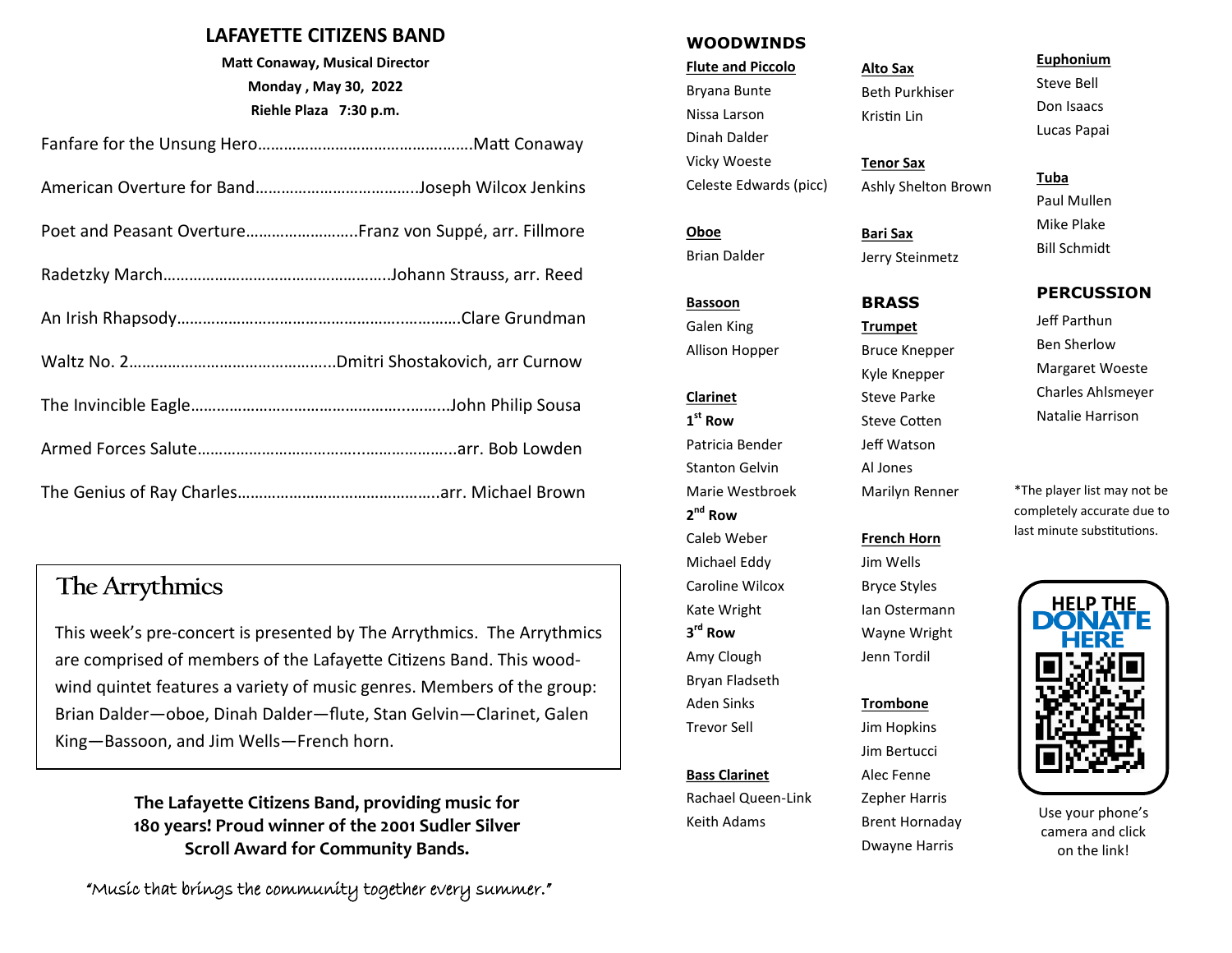# LAFAYETTE CITIZENS BAND

**Matt Conaway, Musical Director**

**Monday , May 30, 2022**

**Riehle Plaza 7:30 p.m.**

Fanfare for the Unsung Hero…………………………………………Matt Conaway

American Overture for Band………………………………..Joseph Wilcox Jenkins

Poet and Peasant Overture……………………..Franz von Suppé, arr. Fillmore

Radetzky March……………………………………………..Johann Strauss, arr. Reed

An Irish Rhapsody…………………………………………………….Clare Grundman

Waltz No. 2………………………………………..Dmitri Shostakovich, arr Curnow

The Invincible Eagle………………………………………………John Philip Sousa

Armed Forces Salute……………………………………………….arr. Bob Lowden

The Genius of Ray Charles………………………………………arr. Michael Brown

## The Arrythmics

This week's pre-concert is presented by The Arrythmics. The Arrythmics are comprised of members of the Lafayette Citizens Band. This woodwind quintet features a variety of music genres. Members of the group: Brian Dalder—oboe, Dinah Dalder—flute, Stan Gelvin—Clarinet, Galen King—Bassoon, and Jim Wells—French horn.

**The Lafayette Citizens Band, providing music for 180 years! Proud winner of the 2001 Sudler Silver Scroll Award for Community Bands.**

*"Music that brings the community together every summer."*

## WOODWINDS

**Flute and Piccolo**
Bryana Bunte
Nissa Larson
Dinah Dalder
Vicky Woeste
Celeste Edwards (picc)

**Oboe**
Brian Dalder

**Bassoon**
Galen King
Allison Hopper

**Clarinet**

**1st Row**
Patricia Bender
Stanton Gelvin
Marie Westbroek

**2nd Row**
Caleb Weber
Michael Eddy
Caroline Wilcox
Kate Wright

**3rd Row**
Amy Clough
Bryan Fladseth
Aden Sinks
Trevor Sell

**Bass Clarinet**
Rachael Queen-Link
Keith Adams

**Alto Sax**
Beth Purkhiser
Kristin Lin

**Tenor Sax**
Ashly Shelton Brown

**Bari Sax**
Jerry Steinmetz

## BRASS

**Trumpet**
Bruce Knepper
Kyle Knepper
Steve Parke
Steve Cotten
Jeff Watson
Al Jones
Marilyn Renner

**French Horn**
Jim Wells
Bryce Styles
Ian Ostermann
Wayne Wright
Jenn Tordil

**Trombone**
Jim Hopkins
Jim Bertucci
Alec Fenne
Zepher Harris
Brent Hornaday
Dwayne Harris

**Euphonium**
Steve Bell
Don Isaacs
Lucas Papai

**Tuba**
Paul Mullen
Mike Plake
Bill Schmidt

## PERCUSSION

Jeff Parthun
Ben Sherlow
Margaret Woeste
Charles Ahlsmeyer
Natalie Harrison

*The player list may not be completely accurate due to last minute substitutions.

HELP THE DONATE HERE

Use your phone's camera and click on the link!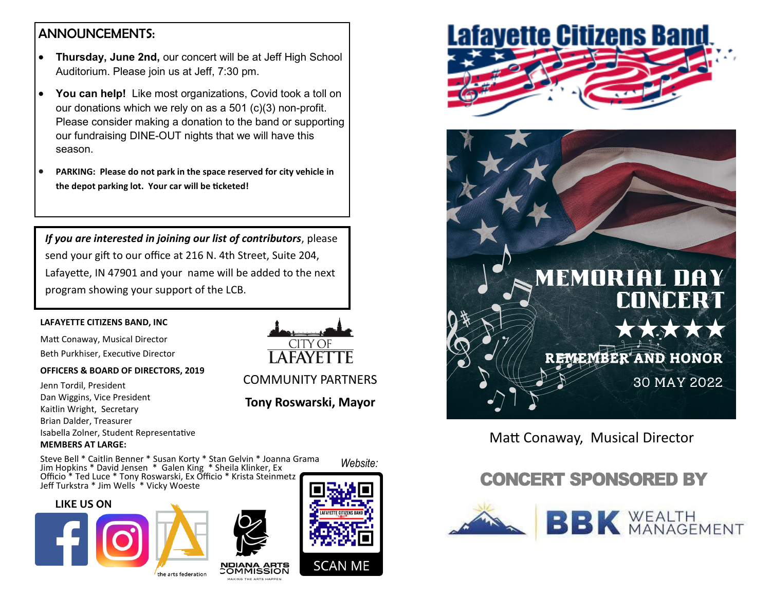## ANNOUNCEMENTS:

- **Thursday, June 2nd,** our concert will be at Jeff High School Auditorium. Please join us at Jeff, 7:30 pm.
- **You can help!** Like most organizations, Covid took a toll on our donations which we rely on as a 501 (c)(3) non-profit. Please consider making a donation to the band or supporting our fundraising DINE-OUT nights that we will have this season.
- **PARKING: Please do not park in the space reserved for city vehicle in the depot parking lot. Your car will be ticketed!**

***If you are interested in joining our list of contributors***, please send your gift to our office at 216 N. 4th Street, Suite 204, Lafayette, IN 47901 and your name will be added to the next program showing your support of the LCB.

**LAFAYETTE CITIZENS BAND, INC**

Matt Conaway, Musical Director
Beth Purkhiser, Executive Director

**OFFICERS & BOARD OF DIRECTORS, 2019**

Jenn Tordil, President
Dan Wiggins, Vice President
Kaitlin Wright, Secretary
Brian Dalder, Treasurer
Isabella Zolner, Student Representative

**MEMBERS AT LARGE:**

Steve Bell * Caitlin Benner * Susan Korty * Stan Gelvin * Joanna Grama
Jim Hopkins * David Jensen * Galen King * Sheila Klinker, Ex Officio * Ted Luce * Tony Roswarski, Ex Officio * Krista Steinmetz
Jeff Turkstra * Jim Wells * Vicky Woeste

CITY OF LAFAYETTE

COMMUNITY PARTNERS

**Tony Roswarski, Mayor**

LIKE US ON

the arts federation

INDIANA ARTS COMMISSION
MAKING THE ARTS HAPPEN

*Website:*

SCAN ME

# Lafayette Citizens Band

# MEMORIAL DAY CONCERT

★★★★★

REMEMBER AND HONOR

30 MAY 2022

Matt Conaway, Musical Director

## CONCERT SPONSORED BY

BBK WEALTH MANAGEMENT